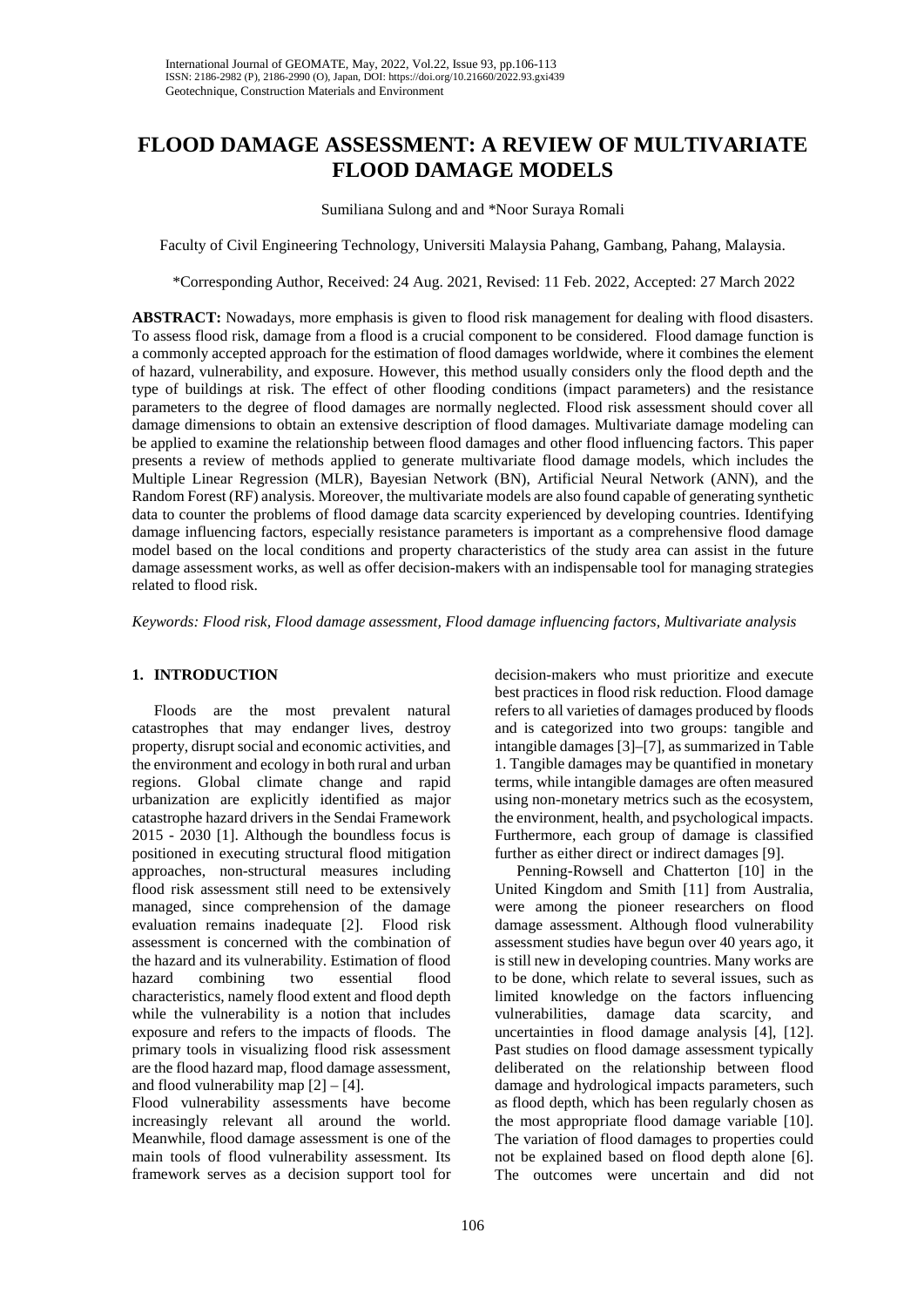# FLOOD DAMAGE ASSESSMENT: A REVIEW OF MULTIVARIATE FLOOD DAMAGE MODELS

Sumiliana Sulong and and *Noor Suraya Romali

Faculty of Civil Engineering Technology, Universiti Malaysia Pahang, Gambang, Pahang, Malaysia.

*Corresponding Author, Received: 24 Aug. 2021, Revised: 11 Feb. 2022, Accepted: 27 March 2022

**ABSTRACT:** Nowadays, more emphasis is given to flood risk management for dealing with flood disasters. To assess flood risk, damage from a flood is a crucial component to be considered. Flood damage function is a commonly accepted approach for the estimation of flood damages worldwide, where it combines the element of hazard, vulnerability, and exposure. However, this method usually considers only the flood depth and the type of buildings at risk. The effect of other flooding conditions (impact parameters) and the resistance parameters to the degree of flood damages are normally neglected. Flood risk assessment should cover all damage dimensions to obtain an extensive description of flood damages. Multivariate damage modeling can be applied to examine the relationship between flood damages and other flood influencing factors. This paper presents a review of methods applied to generate multivariate flood damage models, which includes the Multiple Linear Regression (MLR), Bayesian Network (BN), Artificial Neural Network (ANN), and the Random Forest (RF) analysis. Moreover, the multivariate models are also found capable of generating synthetic data to counter the problems of flood damage data scarcity experienced by developing countries. Identifying damage influencing factors, especially resistance parameters is important as a comprehensive flood damage model based on the local conditions and property characteristics of the study area can assist in the future damage assessment works, as well as offer decision-makers with an indispensable tool for managing strategies related to flood risk.

*Keywords: Flood risk, Flood damage assessment, Flood damage influencing factors, Multivariate analysis*

## 1. INTRODUCTION

Floods are the most prevalent natural catastrophes that may endanger lives, destroy property, disrupt social and economic activities, and the environment and ecology in both rural and urban regions. Global climate change and rapid urbanization are explicitly identified as major catastrophe hazard drivers in the Sendai Framework 2015 - 2030 [1]. Although the boundless focus is positioned in executing structural flood mitigation approaches, non-structural measures including flood risk assessment still need to be extensively managed, since comprehension of the damage evaluation remains inadequate [2]. Flood risk assessment is concerned with the combination of the hazard and its vulnerability. Estimation of flood hazard combining two essential flood characteristics, namely flood extent and flood depth while the vulnerability is a notion that includes exposure and refers to the impacts of floods. The primary tools in visualizing flood risk assessment are the flood hazard map, flood damage assessment, and flood vulnerability map [2] – [4].

Flood vulnerability assessments have become increasingly relevant all around the world. Meanwhile, flood damage assessment is one of the main tools of flood vulnerability assessment. Its framework serves as a decision support tool for decision-makers who must prioritize and execute best practices in flood risk reduction. Flood damage refers to all varieties of damages produced by floods and is categorized into two groups: tangible and intangible damages [3]–[7], as summarized in Table 1. Tangible damages may be quantified in monetary terms, while intangible damages are often measured using non-monetary metrics such as the ecosystem, the environment, health, and psychological impacts. Furthermore, each group of damage is classified further as either direct or indirect damages [9].

Penning-Rowsell and Chatterton [10] in the United Kingdom and Smith [11] from Australia, were among the pioneer researchers on flood damage assessment. Although flood vulnerability assessment studies have begun over 40 years ago, it is still new in developing countries. Many works are to be done, which relate to several issues, such as limited knowledge on the factors influencing vulnerabilities, damage data scarcity, and uncertainties in flood damage analysis [4], [12]. Past studies on flood damage assessment typically deliberated on the relationship between flood damage and hydrological impacts parameters, such as flood depth, which has been regularly chosen as the most appropriate flood damage variable [10]. The variation of flood damages to properties could not be explained based on flood depth alone [6]. The outcomes were uncertain and did not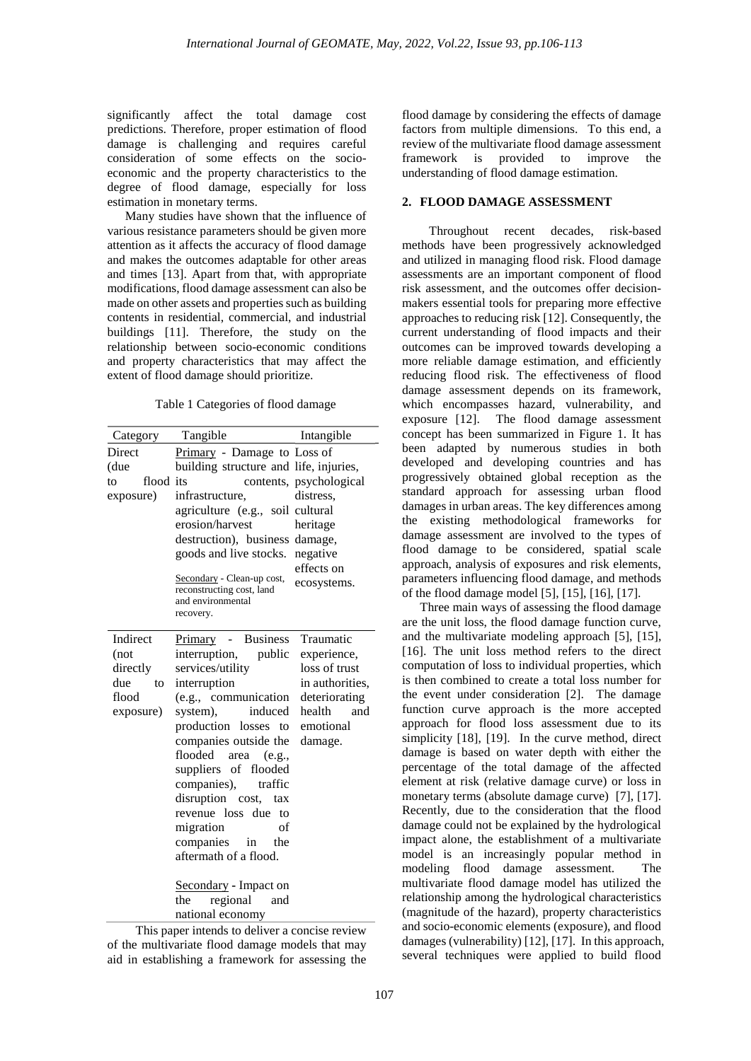significantly affect the total damage cost predictions. Therefore, proper estimation of flood damage is challenging and requires careful consideration of some effects on the socio-economic and the property characteristics to the degree of flood damage, especially for loss estimation in monetary terms.

Many studies have shown that the influence of various resistance parameters should be given more attention as it affects the accuracy of flood damage and makes the outcomes adaptable for other areas and times [13]. Apart from that, with appropriate modifications, flood damage assessment can also be made on other assets and properties such as building contents in residential, commercial, and industrial buildings [11]. Therefore, the study on the relationship between socio-economic conditions and property characteristics that may affect the extent of flood damage should prioritize.

Table 1 Categories of flood damage

| Category | Tangible | Intangible |
|---|---|---|
| Direct (due to flood exposure) | Primary - Damage to building structure and its contents, infrastructure, agriculture (e.g., soil erosion/harvest destruction), business goods and live stocks.<br><br>Secondary - Clean-up cost, reconstructing cost, land and environmental recovery. | Loss of life, injuries, psychological distress, cultural heritage damage, negative effects on ecosystems. |
| Indirect (not directly due to flood exposure) | Primary - Business interruption, public services/utility interruption (e.g., communication system), induced production losses to companies outside the flooded area (e.g., suppliers of flooded companies), traffic disruption cost, tax revenue loss due to migration of companies in the aftermath of a flood.<br><br>Secondary - Impact on the regional and national economy | Traumatic experience, loss of trust in authorities, deteriorating health and emotional damage. |

This paper intends to deliver a concise review of the multivariate flood damage models that may aid in establishing a framework for assessing the flood damage by considering the effects of damage factors from multiple dimensions. To this end, a review of the multivariate flood damage assessment framework is provided to improve the understanding of flood damage estimation.

## 2. FLOOD DAMAGE ASSESSMENT

Throughout recent decades, risk-based methods have been progressively acknowledged and utilized in managing flood risk. Flood damage assessments are an important component of flood risk assessment, and the outcomes offer decision-makers essential tools for preparing more effective approaches to reducing risk [12]. Consequently, the current understanding of flood impacts and their outcomes can be improved towards developing a more reliable damage estimation, and efficiently reducing flood risk. The effectiveness of flood damage assessment depends on its framework, which encompasses hazard, vulnerability, and exposure [12]. The flood damage assessment concept has been summarized in Figure 1. It has been adapted by numerous studies in both developed and developing countries and has progressively obtained global reception as the standard approach for assessing urban flood damages in urban areas. The key differences among the existing methodological frameworks for damage assessment are involved to the types of flood damage to be considered, spatial scale approach, analysis of exposures and risk elements, parameters influencing flood damage, and methods of the flood damage model [5], [15], [16], [17].

Three main ways of assessing the flood damage are the unit loss, the flood damage function curve, and the multivariate modeling approach [5], [15], [16]. The unit loss method refers to the direct computation of loss to individual properties, which is then combined to create a total loss number for the event under consideration [2]. The damage function curve approach is the more accepted approach for flood loss assessment due to its simplicity [18], [19]. In the curve method, direct damage is based on water depth with either the percentage of the total damage of the affected element at risk (relative damage curve) or loss in monetary terms (absolute damage curve) [7], [17]. Recently, due to the consideration that the flood damage could not be explained by the hydrological impact alone, the establishment of a multivariate model is an increasingly popular method in modeling flood damage assessment. The multivariate flood damage model has utilized the relationship among the hydrological characteristics (magnitude of the hazard), property characteristics and socio-economic elements (exposure), and flood damages (vulnerability) [12], [17]. In this approach, several techniques were applied to build flood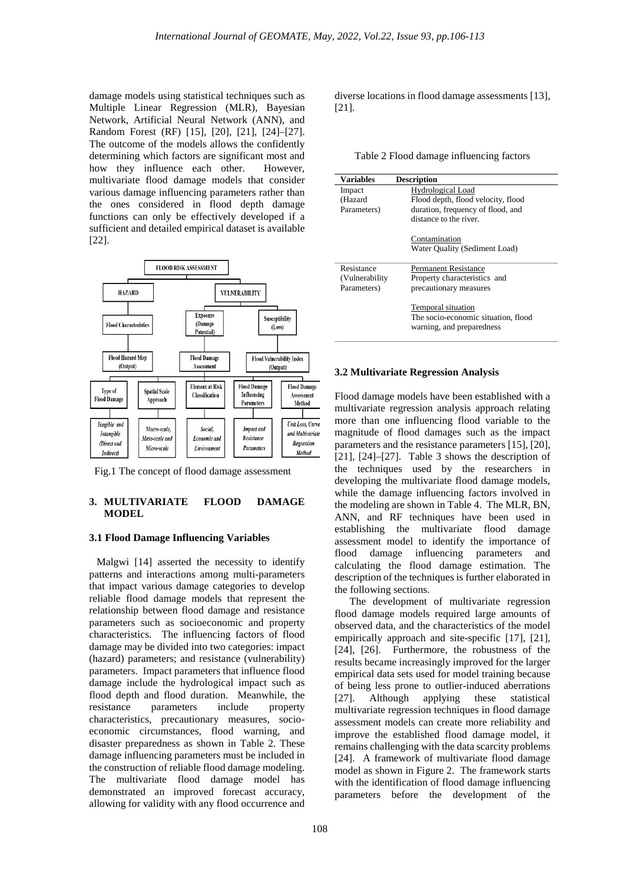damage models using statistical techniques such as Multiple Linear Regression (MLR), Bayesian Network, Artificial Neural Network (ANN), and Random Forest (RF) [15], [20], [21], [24]–[27]. The outcome of the models allows the confidently determining which factors are significant most and how they influence each other. However, multivariate flood damage models that consider various damage influencing parameters rather than the ones considered in flood depth damage functions can only be effectively developed if a sufficient and detailed empirical dataset is available [22].

Fig.1 The concept of flood damage assessment

## 3. MULTIVARIATE FLOOD DAMAGE MODEL

### 3.1 Flood Damage Influencing Variables

Malgwi [14] asserted the necessity to identify patterns and interactions among multi-parameters that impact various damage categories to develop reliable flood damage models that represent the relationship between flood damage and resistance parameters such as socioeconomic and property characteristics. The influencing factors of flood damage may be divided into two categories: impact (hazard) parameters; and resistance (vulnerability) parameters. Impact parameters that influence flood damage include the hydrological impact such as flood depth and flood duration. Meanwhile, the resistance parameters include property characteristics, precautionary measures, socio-economic circumstances, flood warning, and disaster preparedness as shown in Table 2. These damage influencing parameters must be included in the construction of reliable flood damage modeling. The multivariate flood damage model has demonstrated an improved forecast accuracy, allowing for validity with any flood occurrence and diverse locations in flood damage assessments [13], [21].

Table 2 Flood damage influencing factors

| Variables | Description |
| --- | --- |
| Impact (Hazard Parameters) | Hydrological Load<br>Flood depth, flood velocity, flood duration, frequency of flood, and distance to the river.<br><br>Contamination<br>Water Quality (Sediment Load) |
| Resistance (Vulnerability Parameters) | Permanent Resistance<br>Property characteristics and precautionary measures<br><br>Temporal situation<br>The socio-economic situation, flood warning, and preparedness |

### 3.2 Multivariate Regression Analysis

Flood damage models have been established with a multivariate regression analysis approach relating more than one influencing flood variable to the magnitude of flood damages such as the impact parameters and the resistance parameters [15], [20], [21], [24]–[27]. Table 3 shows the description of the techniques used by the researchers in developing the multivariate flood damage models, while the damage influencing factors involved in the modeling are shown in Table 4. The MLR, BN, ANN, and RF techniques have been used in establishing the multivariate flood damage assessment model to identify the importance of flood damage influencing parameters and calculating the flood damage estimation. The description of the techniques is further elaborated in the following sections.

The development of multivariate regression flood damage models required large amounts of observed data, and the characteristics of the model empirically approach and site-specific [17], [21], [24], [26]. Furthermore, the robustness of the results became increasingly improved for the larger empirical data sets used for model training because of being less prone to outlier-induced aberrations [27]. Although applying these statistical multivariate regression techniques in flood damage assessment models can create more reliability and improve the established flood damage model, it remains challenging with the data scarcity problems [24]. A framework of multivariate flood damage model as shown in Figure 2. The framework starts with the identification of flood damage influencing parameters before the development of the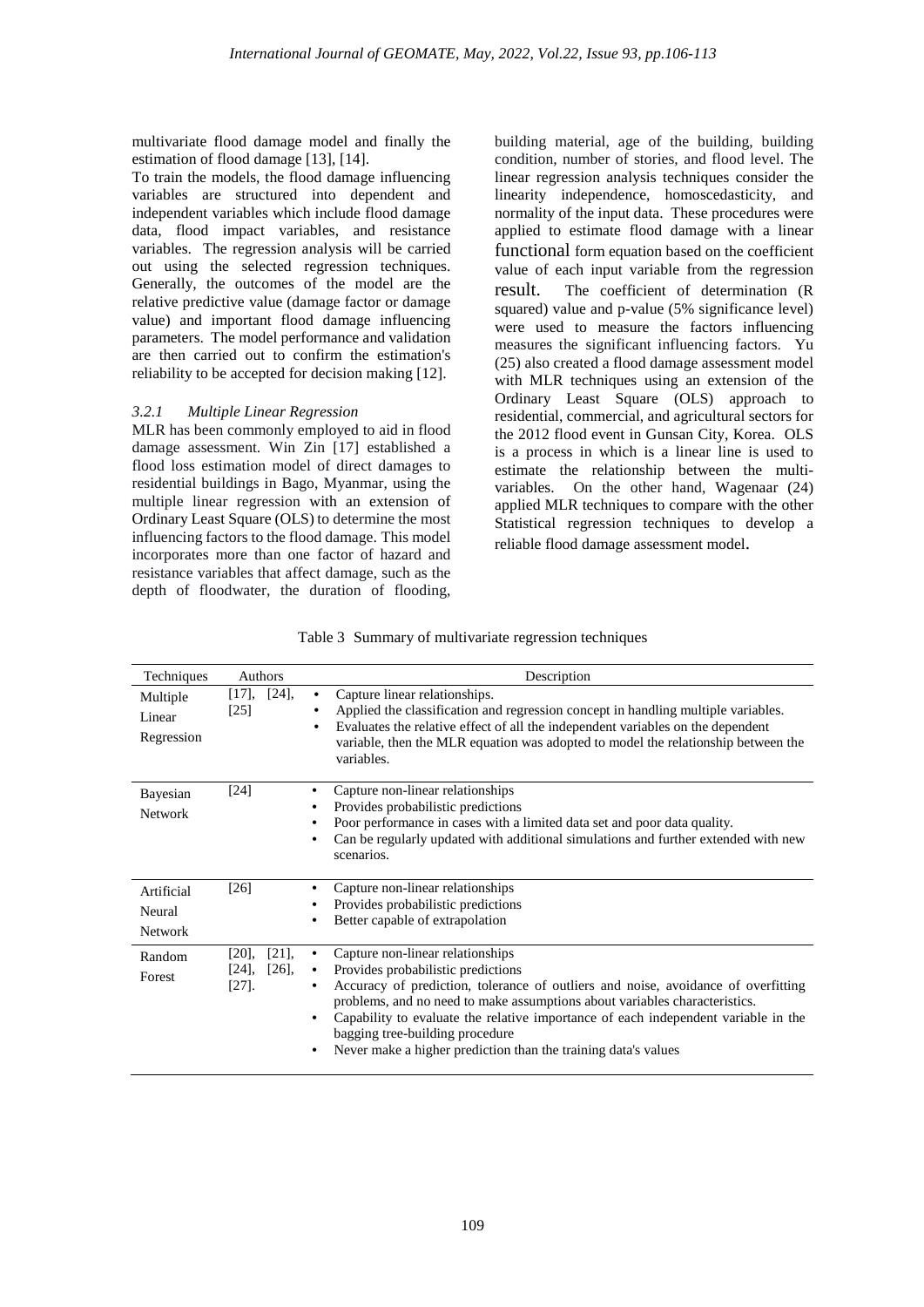multivariate flood damage model and finally the estimation of flood damage [13], [14].

To train the models, the flood damage influencing variables are structured into dependent and independent variables which include flood damage data, flood impact variables, and resistance variables. The regression analysis will be carried out using the selected regression techniques. Generally, the outcomes of the model are the relative predictive value (damage factor or damage value) and important flood damage influencing parameters. The model performance and validation are then carried out to confirm the estimation's reliability to be accepted for decision making [12].

#### *3.2.1 Multiple Linear Regression*

MLR has been commonly employed to aid in flood damage assessment. Win Zin [17] established a flood loss estimation model of direct damages to residential buildings in Bago, Myanmar, using the multiple linear regression with an extension of Ordinary Least Square (OLS) to determine the most influencing factors to the flood damage. This model incorporates more than one factor of hazard and resistance variables that affect damage, such as the depth of floodwater, the duration of flooding, building material, age of the building, building condition, number of stories, and flood level. The linear regression analysis techniques consider the linearity independence, homoscedasticity, and normality of the input data. These procedures were applied to estimate flood damage with a linear functional form equation based on the coefficient value of each input variable from the regression result. The coefficient of determination (R squared) value and p-value (5% significance level) were used to measure the factors influencing measures the significant influencing factors. Yu (25) also created a flood damage assessment model with MLR techniques using an extension of the Ordinary Least Square (OLS) approach to residential, commercial, and agricultural sectors for the 2012 flood event in Gunsan City, Korea. OLS is a process in which is a linear line is used to estimate the relationship between the multi-variables. On the other hand, Wagenaar (24) applied MLR techniques to compare with the other Statistical regression techniques to develop a reliable flood damage assessment model.

Table 3 Summary of multivariate regression techniques

| Techniques | Authors | Description |
|---|---|---|
| Multiple Linear Regression | [17], [24], [25] | • Capture linear relationships.<br>• Applied the classification and regression concept in handling multiple variables.<br>• Evaluates the relative effect of all the independent variables on the dependent variable, then the MLR equation was adopted to model the relationship between the variables. |
| Bayesian Network | [24] | • Capture non-linear relationships<br>• Provides probabilistic predictions<br>• Poor performance in cases with a limited data set and poor data quality.<br>• Can be regularly updated with additional simulations and further extended with new scenarios. |
| Artificial Neural Network | [26] | • Capture non-linear relationships<br>• Provides probabilistic predictions<br>• Better capable of extrapolation |
| Random Forest | [20], [21], [24], [26], [27]. | • Capture non-linear relationships<br>• Provides probabilistic predictions<br>• Accuracy of prediction, tolerance of outliers and noise, avoidance of overfitting problems, and no need to make assumptions about variables characteristics.<br>• Capability to evaluate the relative importance of each independent variable in the bagging tree-building procedure<br>• Never make a higher prediction than the training data's values |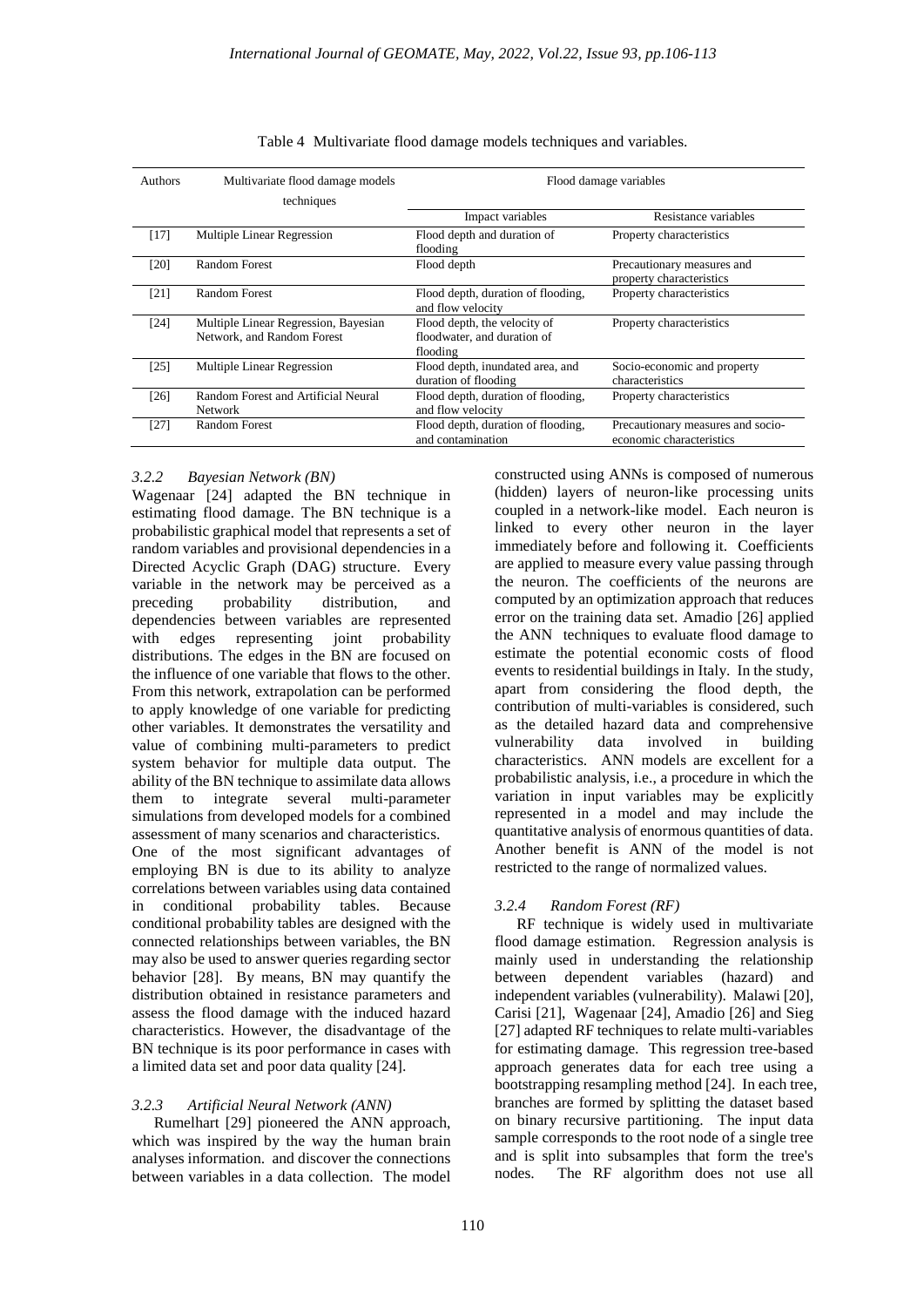Table 4 Multivariate flood damage models techniques and variables.

| Authors | Multivariate flood damage models techniques | Flood damage variables | |
|---|---|---|---|
| | | Impact variables | Resistance variables |
| [17] | Multiple Linear Regression | Flood depth and duration of flooding | Property characteristics |
| [20] | Random Forest | Flood depth | Precautionary measures and property characteristics |
| [21] | Random Forest | Flood depth, duration of flooding, and flow velocity | Property characteristics |
| [24] | Multiple Linear Regression, Bayesian Network, and Random Forest | Flood depth, the velocity of floodwater, and duration of flooding | Property characteristics |
| [25] | Multiple Linear Regression | Flood depth, inundated area, and duration of flooding | Socio-economic and property characteristics |
| [26] | Random Forest and Artificial Neural Network | Flood depth, duration of flooding, and flow velocity | Property characteristics |
| [27] | Random Forest | Flood depth, duration of flooding, and contamination | Precautionary measures and socio-economic characteristics |

#### 3.2.2 *Bayesian Network (BN)*

Wagenaar [24] adapted the BN technique in estimating flood damage. The BN technique is a probabilistic graphical model that represents a set of random variables and provisional dependencies in a Directed Acyclic Graph (DAG) structure. Every variable in the network may be perceived as a preceding probability distribution, and dependencies between variables are represented with edges representing joint probability distributions. The edges in the BN are focused on the influence of one variable that flows to the other. From this network, extrapolation can be performed to apply knowledge of one variable for predicting other variables. It demonstrates the versatility and value of combining multi-parameters to predict system behavior for multiple data output. The ability of the BN technique to assimilate data allows them to integrate several multi-parameter simulations from developed models for a combined assessment of many scenarios and characteristics.

One of the most significant advantages of employing BN is due to its ability to analyze correlations between variables using data contained in conditional probability tables. Because conditional probability tables are designed with the connected relationships between variables, the BN may also be used to answer queries regarding sector behavior [28]. By means, BN may quantify the distribution obtained in resistance parameters and assess the flood damage with the induced hazard characteristics. However, the disadvantage of the BN technique is its poor performance in cases with a limited data set and poor data quality [24].

#### 3.2.3 *Artificial Neural Network (ANN)*

Rumelhart [29] pioneered the ANN approach, which was inspired by the way the human brain analyses information. and discover the connections between variables in a data collection. The model constructed using ANNs is composed of numerous (hidden) layers of neuron-like processing units coupled in a network-like model. Each neuron is linked to every other neuron in the layer immediately before and following it. Coefficients are applied to measure every value passing through the neuron. The coefficients of the neurons are computed by an optimization approach that reduces error on the training data set. Amadio [26] applied the ANN techniques to evaluate flood damage to estimate the potential economic costs of flood events to residential buildings in Italy. In the study, apart from considering the flood depth, the contribution of multi-variables is considered, such as the detailed hazard data and comprehensive vulnerability data involved in building characteristics. ANN models are excellent for a probabilistic analysis, i.e., a procedure in which the variation in input variables may be explicitly represented in a model and may include the quantitative analysis of enormous quantities of data. Another benefit is ANN of the model is not restricted to the range of normalized values.

#### 3.2.4 *Random Forest (RF)*

RF technique is widely used in multivariate flood damage estimation. Regression analysis is mainly used in understanding the relationship between dependent variables (hazard) and independent variables (vulnerability). Malawi [20], Carisi [21], Wagenaar [24], Amadio [26] and Sieg [27] adapted RF techniques to relate multi-variables for estimating damage. This regression tree-based approach generates data for each tree using a bootstrapping resampling method [24]. In each tree, branches are formed by splitting the dataset based on binary recursive partitioning. The input data sample corresponds to the root node of a single tree and is split into subsamples that form the tree's nodes. The RF algorithm does not use all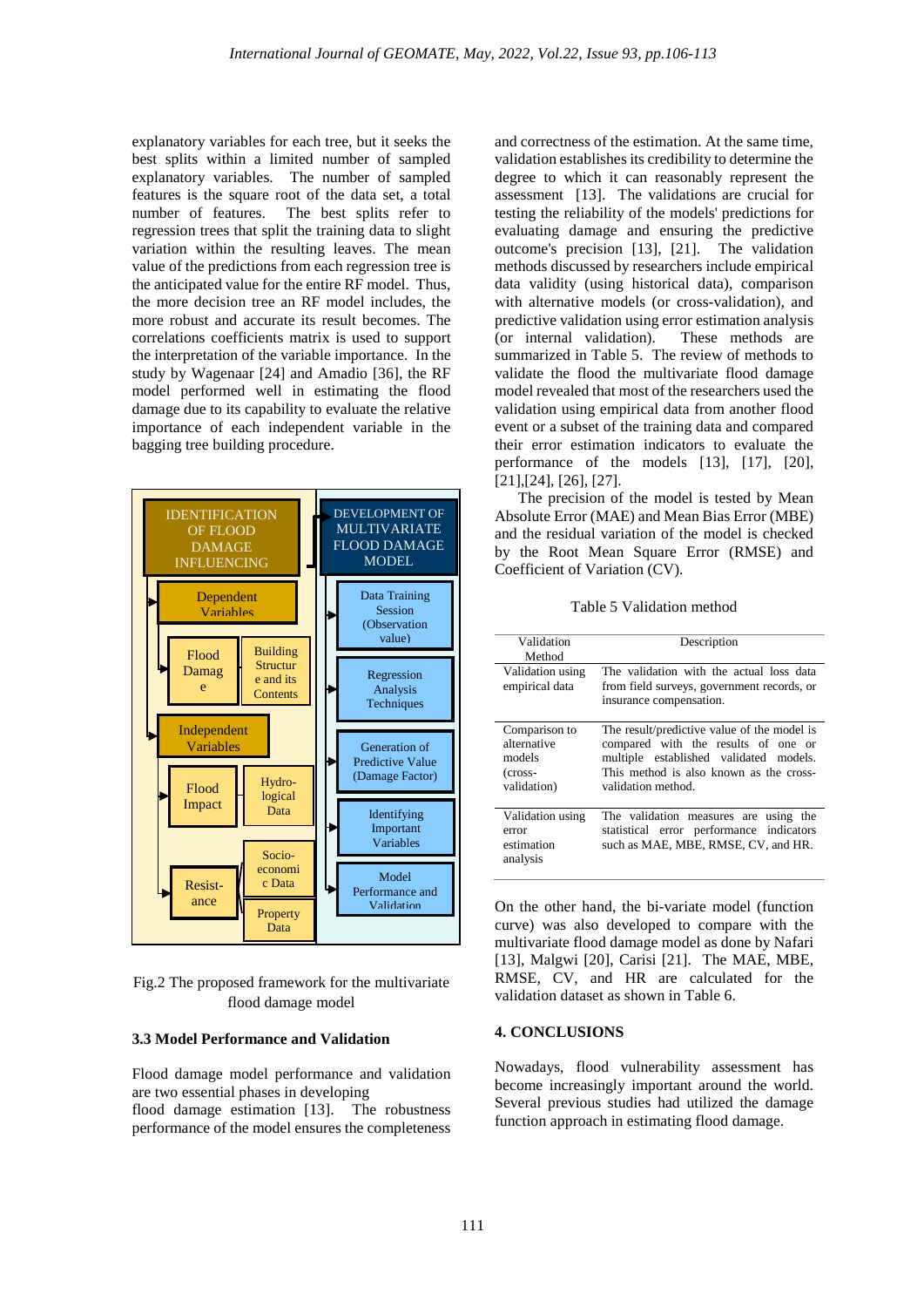explanatory variables for each tree, but it seeks the best splits within a limited number of sampled explanatory variables. The number of sampled features is the square root of the data set, a total number of features. The best splits refer to regression trees that split the training data to slight variation within the resulting leaves. The mean value of the predictions from each regression tree is the anticipated value for the entire RF model. Thus, the more decision tree an RF model includes, the more robust and accurate its result becomes. The correlations coefficients matrix is used to support the interpretation of the variable importance. In the study by Wagenaar [24] and Amadio [36], the RF model performed well in estimating the flood damage due to its capability to evaluate the relative importance of each independent variable in the bagging tree building procedure.

IDENTIFICATION OF FLOOD DAMAGE INFLUENCING

Dependent Variables

Flood Damage

Building Structure and its Contents

Independent Variables

Flood Impact

Hydro-logical Data

Resist-ance

Socio-economic Data

Property Data

DEVELOPMENT OF MULTIVARIATE FLOOD DAMAGE MODEL

Data Training Session (Observation value)

Regression Analysis Techniques

Generation of Predictive Value (Damage Factor)

Identifying Important Variables

Model Performance and Validation

Fig.2 The proposed framework for the multivariate flood damage model

### 3.3 Model Performance and Validation

Flood damage model performance and validation are two essential phases in developing flood damage estimation [13]. The robustness performance of the model ensures the completeness and correctness of the estimation. At the same time, validation establishes its credibility to determine the degree to which it can reasonably represent the assessment [13]. The validations are crucial for testing the reliability of the models' predictions for evaluating damage and ensuring the predictive outcome's precision [13], [21]. The validation methods discussed by researchers include empirical data validity (using historical data), comparison with alternative models (or cross-validation), and predictive validation using error estimation analysis (or internal validation). These methods are summarized in Table 5. The review of methods to validate the flood the multivariate flood damage model revealed that most of the researchers used the validation using empirical data from another flood event or a subset of the training data and compared their error estimation indicators to evaluate the performance of the models [13], [17], [20], [21],[24], [26], [27].

The precision of the model is tested by Mean Absolute Error (MAE) and Mean Bias Error (MBE) and the residual variation of the model is checked by the Root Mean Square Error (RMSE) and Coefficient of Variation (CV).

Table 5 Validation method

| Validation Method | Description |
|---|---|
| Validation using empirical data | The validation with the actual loss data from field surveys, government records, or insurance compensation. |
| Comparison to alternative models (cross-validation) | The result/predictive value of the model is compared with the results of one or multiple established validated models. This method is also known as the cross-validation method. |
| Validation using error estimation analysis | The validation measures are using the statistical error performance indicators such as MAE, MBE, RMSE, CV, and HR. |

On the other hand, the bi-variate model (function curve) was also developed to compare with the multivariate flood damage model as done by Nafari [13], Malgwi [20], Carisi [21]. The MAE, MBE, RMSE, CV, and HR are calculated for the validation dataset as shown in Table 6.

## 4. CONCLUSIONS

Nowadays, flood vulnerability assessment has become increasingly important around the world. Several previous studies had utilized the damage function approach in estimating flood damage.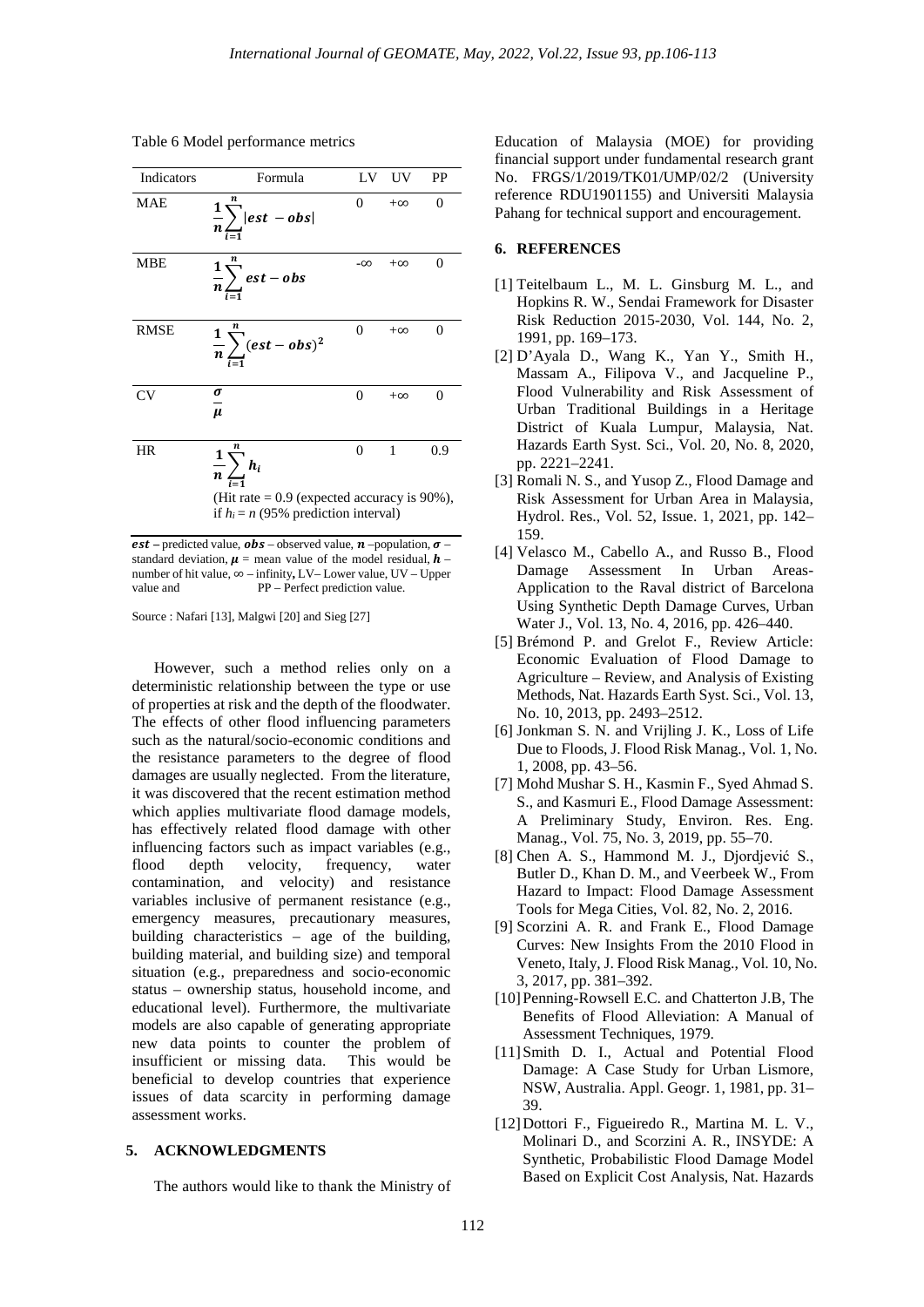Table 6 Model performance metrics

| Indicators | Formula | LV | UV | PP |
|---|---|---|---|---|
| MAE | $\frac{1}{n}\sum_{i=1}^{n}\lvert est - obs\rvert$ | 0 | +∞ | 0 |
| MBE | $\frac{1}{n}\sum_{i=1}^{n} est - obs$ | -∞ | +∞ | 0 |
| RMSE | $\frac{1}{n}\sum_{i=1}^{n}(est - obs)^2$ | 0 | +∞ | 0 |
| CV | $\frac{\sigma}{\mu}$ | 0 | +∞ | 0 |
| HR | $\frac{1}{n}\sum_{i=1}^{n} h_i$ (Hit rate = 0.9 (expected accuracy is 90%), if $h_i = n$ (95% prediction interval) | 0 | 1 | 0.9 |

$est$ – predicted value, $obs$ – observed value, $n$ –population, $\sigma$ – standard deviation, $\mu$ = mean value of the model residual, $h$ – number of hit value, ∞ – infinity, LV– Lower value, UV – Upper value and PP – Perfect prediction value.

Source : Nafari [13], Malgwi [20] and Sieg [27]

However, such a method relies only on a deterministic relationship between the type or use of properties at risk and the depth of the floodwater. The effects of other flood influencing parameters such as the natural/socio-economic conditions and the resistance parameters to the degree of flood damages are usually neglected. From the literature, it was discovered that the recent estimation method which applies multivariate flood damage models, has effectively related flood damage with other influencing factors such as impact variables (e.g., flood depth velocity, frequency, water contamination, and velocity) and resistance variables inclusive of permanent resistance (e.g., emergency measures, precautionary measures, building characteristics – age of the building, building material, and building size) and temporal situation (e.g., preparedness and socio-economic status – ownership status, household income, and educational level). Furthermore, the multivariate models are also capable of generating appropriate new data points to counter the problem of insufficient or missing data. This would be beneficial to develop countries that experience issues of data scarcity in performing damage assessment works.

## 5. ACKNOWLEDGMENTS

The authors would like to thank the Ministry of Education of Malaysia (MOE) for providing financial support under fundamental research grant No. FRGS/1/2019/TK01/UMP/02/2 (University reference RDU1901155) and Universiti Malaysia Pahang for technical support and encouragement.

## 6. REFERENCES

[1] Teitelbaum L., M. L. Ginsburg M. L., and Hopkins R. W., Sendai Framework for Disaster Risk Reduction 2015-2030, Vol. 144, No. 2, 1991, pp. 169–173.

[2] D'Ayala D., Wang K., Yan Y., Smith H., Massam A., Filipova V., and Jacqueline P., Flood Vulnerability and Risk Assessment of Urban Traditional Buildings in a Heritage District of Kuala Lumpur, Malaysia, Nat. Hazards Earth Syst. Sci., Vol. 20, No. 8, 2020, pp. 2221–2241.

[3] Romali N. S., and Yusop Z., Flood Damage and Risk Assessment for Urban Area in Malaysia, Hydrol. Res., Vol. 52, Issue. 1, 2021, pp. 142–159.

[4] Velasco M., Cabello A., and Russo B., Flood Damage Assessment In Urban Areas- Application to the Raval district of Barcelona Using Synthetic Depth Damage Curves, Urban Water J., Vol. 13, No. 4, 2016, pp. 426–440.

[5] Brémond P. and Grelot F., Review Article: Economic Evaluation of Flood Damage to Agriculture – Review, and Analysis of Existing Methods, Nat. Hazards Earth Syst. Sci., Vol. 13, No. 10, 2013, pp. 2493–2512.

[6] Jonkman S. N. and Vrijling J. K., Loss of Life Due to Floods, J. Flood Risk Manag., Vol. 1, No. 1, 2008, pp. 43–56.

[7] Mohd Mushar S. H., Kasmin F., Syed Ahmad S. S., and Kasmuri E., Flood Damage Assessment: A Preliminary Study, Environ. Res. Eng. Manag., Vol. 75, No. 3, 2019, pp. 55–70.

[8] Chen A. S., Hammond M. J., Djordjević S., Butler D., Khan D. M., and Veerbeek W., From Hazard to Impact: Flood Damage Assessment Tools for Mega Cities, Vol. 82, No. 2, 2016.

[9] Scorzini A. R. and Frank E., Flood Damage Curves: New Insights From the 2010 Flood in Veneto, Italy, J. Flood Risk Manag., Vol. 10, No. 3, 2017, pp. 381–392.

[10] Penning-Rowsell E.C. and Chatterton J.B, The Benefits of Flood Alleviation: A Manual of Assessment Techniques, 1979.

[11] Smith D. I., Actual and Potential Flood Damage: A Case Study for Urban Lismore, NSW, Australia. Appl. Geogr. 1, 1981, pp. 31–39.

[12] Dottori F., Figueiredo R., Martina M. L. V., Molinari D., and Scorzini A. R., INSYDE: A Synthetic, Probabilistic Flood Damage Model Based on Explicit Cost Analysis, Nat. Hazards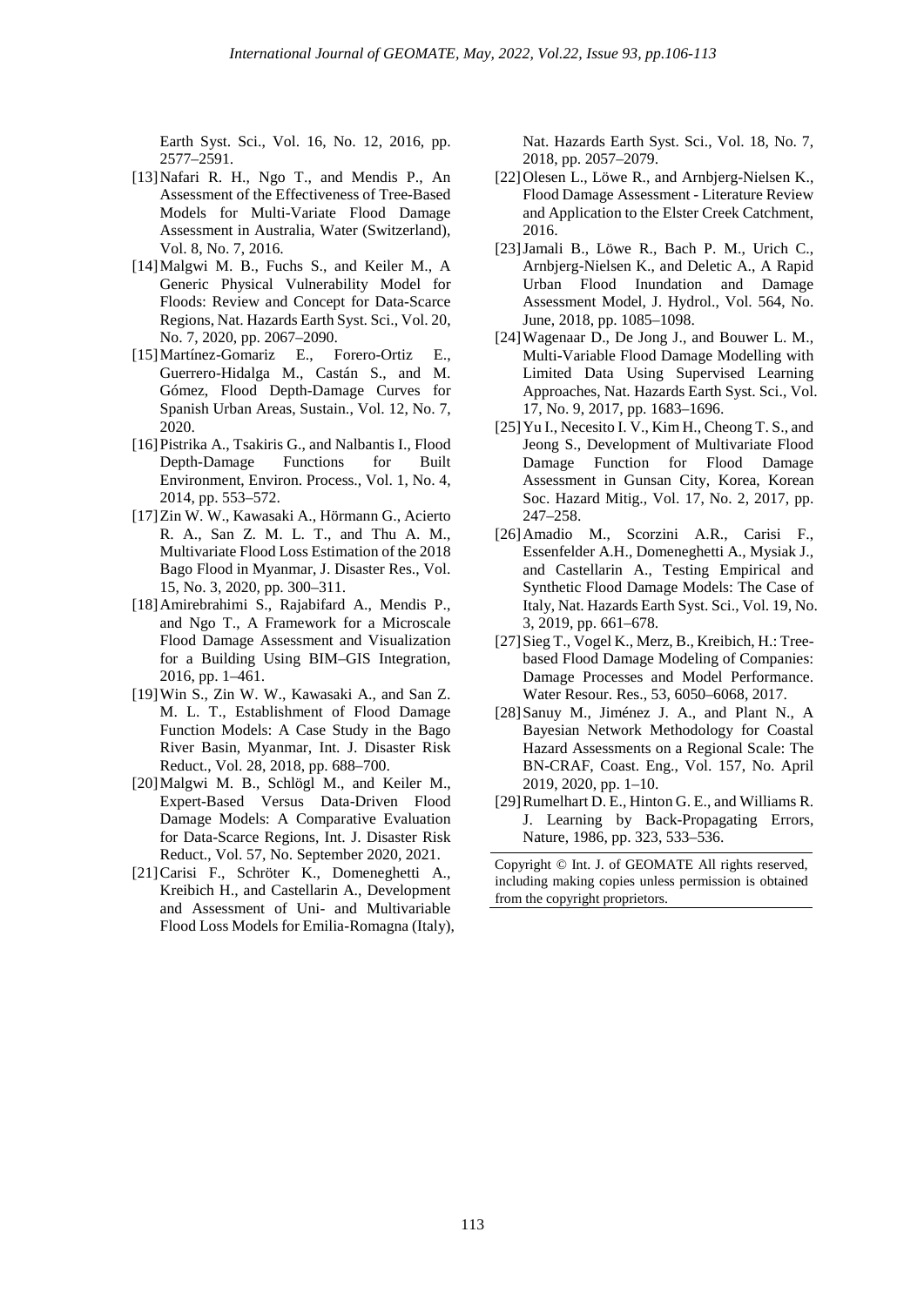Earth Syst. Sci., Vol. 16, No. 12, 2016, pp. 2577–2591.

[13] Nafari R. H., Ngo T., and Mendis P., An Assessment of the Effectiveness of Tree-Based Models for Multi-Variate Flood Damage Assessment in Australia, Water (Switzerland), Vol. 8, No. 7, 2016.

[14] Malgwi M. B., Fuchs S., and Keiler M., A Generic Physical Vulnerability Model for Floods: Review and Concept for Data-Scarce Regions, Nat. Hazards Earth Syst. Sci., Vol. 20, No. 7, 2020, pp. 2067–2090.

[15] Martínez-Gomariz E., Forero-Ortiz E., Guerrero-Hidalga M., Castán S., and M. Gómez, Flood Depth-Damage Curves for Spanish Urban Areas, Sustain., Vol. 12, No. 7, 2020.

[16] Pistrika A., Tsakiris G., and Nalbantis I., Flood Depth-Damage Functions for Built Environment, Environ. Process., Vol. 1, No. 4, 2014, pp. 553–572.

[17] Zin W. W., Kawasaki A., Hörmann G., Acierto R. A., San Z. M. L. T., and Thu A. M., Multivariate Flood Loss Estimation of the 2018 Bago Flood in Myanmar, J. Disaster Res., Vol. 15, No. 3, 2020, pp. 300–311.

[18] Amirebrahimi S., Rajabifard A., Mendis P., and Ngo T., A Framework for a Microscale Flood Damage Assessment and Visualization for a Building Using BIM–GIS Integration, 2016, pp. 1–461.

[19] Win S., Zin W. W., Kawasaki A., and San Z. M. L. T., Establishment of Flood Damage Function Models: A Case Study in the Bago River Basin, Myanmar, Int. J. Disaster Risk Reduct., Vol. 28, 2018, pp. 688–700.

[20] Malgwi M. B., Schlögl M., and Keiler M., Expert-Based Versus Data-Driven Flood Damage Models: A Comparative Evaluation for Data-Scarce Regions, Int. J. Disaster Risk Reduct., Vol. 57, No. September 2020, 2021.

[21] Carisi F., Schröter K., Domeneghetti A., Kreibich H., and Castellarin A., Development and Assessment of Uni- and Multivariable Flood Loss Models for Emilia-Romagna (Italy), Nat. Hazards Earth Syst. Sci., Vol. 18, No. 7, 2018, pp. 2057–2079.

[22] Olesen L., Löwe R., and Arnbjerg-Nielsen K., Flood Damage Assessment - Literature Review and Application to the Elster Creek Catchment, 2016.

[23] Jamali B., Löwe R., Bach P. M., Urich C., Arnbjerg-Nielsen K., and Deletic A., A Rapid Urban Flood Inundation and Damage Assessment Model, J. Hydrol., Vol. 564, No. June, 2018, pp. 1085–1098.

[24] Wagenaar D., De Jong J., and Bouwer L. M., Multi-Variable Flood Damage Modelling with Limited Data Using Supervised Learning Approaches, Nat. Hazards Earth Syst. Sci., Vol. 17, No. 9, 2017, pp. 1683–1696.

[25] Yu I., Necesito I. V., Kim H., Cheong T. S., and Jeong S., Development of Multivariate Flood Damage Function for Flood Damage Assessment in Gunsan City, Korea, Korean Soc. Hazard Mitig., Vol. 17, No. 2, 2017, pp. 247–258.

[26] Amadio M., Scorzini A.R., Carisi F., Essenfelder A.H., Domeneghetti A., Mysiak J., and Castellarin A., Testing Empirical and Synthetic Flood Damage Models: The Case of Italy, Nat. Hazards Earth Syst. Sci., Vol. 19, No. 3, 2019, pp. 661–678.

[27] Sieg T., Vogel K., Merz, B., Kreibich, H.: Tree-based Flood Damage Modeling of Companies: Damage Processes and Model Performance. Water Resour. Res., 53, 6050–6068, 2017.

[28] Sanuy M., Jiménez J. A., and Plant N., A Bayesian Network Methodology for Coastal Hazard Assessments on a Regional Scale: The BN-CRAF, Coast. Eng., Vol. 157, No. April 2019, 2020, pp. 1–10.

[29] Rumelhart D. E., Hinton G. E., and Williams R. J. Learning by Back-Propagating Errors, Nature, 1986, pp. 323, 533–536.

---

Copyright © Int. J. of GEOMATE All rights reserved, including making copies unless permission is obtained from the copyright proprietors.